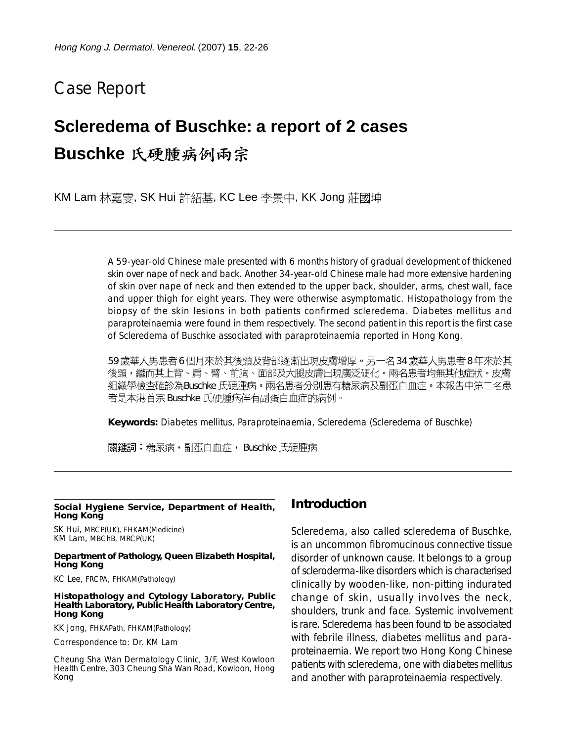Case Report

# Scleredema of Buschke: a report of 2 cases

# Buschke 氏硬腫病例兩宗

KM Lam 林嘉雯, SK Hui 許紹基, KC Lee 李景中, KK Jong 莊國坤

---

A 59-year-old Chinese male presented with 6 months history of gradual development of thickened skin over nape of neck and back. Another 34-year-old Chinese male had more extensive hardening of skin over nape of neck and then extended to the upper back, shoulder, arms, chest wall, face and upper thigh for eight years. They were otherwise asymptomatic. Histopathology from the biopsy of the skin lesions in both patients confirmed scleredema. Diabetes mellitus and paraproteinaemia were found in them respectively. The second patient in this report is the first case of Scleredema of Buschke associated with paraproteinaemia reported in Hong Kong.

59歲華人男患者6個月來於其後頸及背部逐漸出現皮膚增厚。另一名34歲華人男患者8年來於其後頸，繼而其上背、肩、臂、前胸、面部及大腿皮膚出現廣泛硬化。兩名患者均無其他症狀。皮膚組織學檢查確診為Buschke 氏硬腫病。兩名患者分別患有糖尿病及副蛋白血症。本報告中第二名患者是本港首宗Buschke 氏硬腫病伴有副蛋白血症的病例。

**Keywords:** Diabetes mellitus, Paraproteinaemia, Scleredema (Scleredema of Buschke)

**關鍵詞：**糖尿病，副蛋白血症， Buschke 氏硬腫病

---

**Social Hygiene Service, Department of Health, Hong Kong**

SK Hui, MRCP(UK), FHKAM(Medicine)
KM Lam, MBChB, MRCP(UK)

**Department of Pathology, Queen Elizabeth Hospital, Hong Kong**

KC Lee, FRCPA, FHKAM(Pathology)

**Histopathology and Cytology Laboratory, Public Health Laboratory, Public Health Laboratory Centre, Hong Kong**

KK Jong, FHKAPath, FHKAM(Pathology)

Correspondence to: Dr. KM Lam

Cheung Sha Wan Dermatology Clinic, 3/F, West Kowloon Health Centre, 303 Cheung Sha Wan Road, Kowloon, Hong Kong

## Introduction

Scleredema, also called scleredema of Buschke, is an uncommon fibromucinous connective tissue disorder of unknown cause. It belongs to a group of scleroderma-like disorders which is characterised clinically by wooden-like, non-pitting indurated change of skin, usually involves the neck, shoulders, trunk and face. Systemic involvement is rare. Scleredema has been found to be associated with febrile illness, diabetes mellitus and paraproteinaemia. We report two Hong Kong Chinese patients with scleredema, one with diabetes mellitus and another with paraproteinaemia respectively.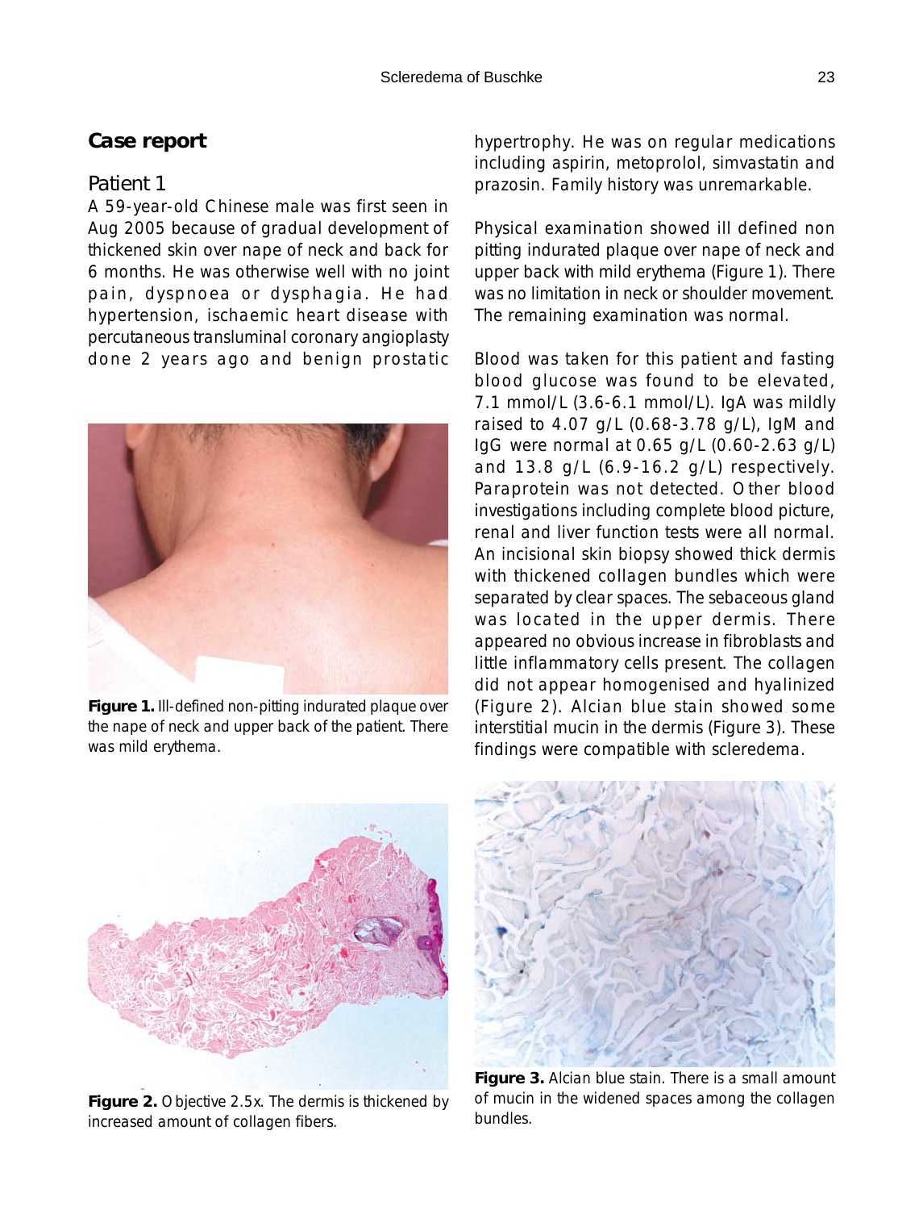## Case report

### Patient 1

A 59-year-old Chinese male was first seen in Aug 2005 because of gradual development of thickened skin over nape of neck and back for 6 months. He was otherwise well with no joint pain, dyspnoea or dysphagia. He had hypertension, ischaemic heart disease with percutaneous transluminal coronary angioplasty done 2 years ago and benign prostatic hypertrophy. He was on regular medications including aspirin, metoprolol, simvastatin and prazosin. Family history was unremarkable.

**Figure 1.** Ill-defined non-pitting indurated plaque over the nape of neck and upper back of the patient. There was mild erythema.

Physical examination showed ill defined non pitting indurated plaque over nape of neck and upper back with mild erythema (Figure 1). There was no limitation in neck or shoulder movement. The remaining examination was normal.

Blood was taken for this patient and fasting blood glucose was found to be elevated, 7.1 mmol/L (3.6-6.1 mmol/L). IgA was mildly raised to 4.07 g/L (0.68-3.78 g/L), IgM and IgG were normal at 0.65 g/L (0.60-2.63 g/L) and 13.8 g/L (6.9-16.2 g/L) respectively. Paraprotein was not detected. Other blood investigations including complete blood picture, renal and liver function tests were all normal. An incisional skin biopsy showed thick dermis with thickened collagen bundles which were separated by clear spaces. The sebaceous gland was located in the upper dermis. There appeared no obvious increase in fibroblasts and little inflammatory cells present. The collagen did not appear homogenised and hyalinized (Figure 2). Alcian blue stain showed some interstitial mucin in the dermis (Figure 3). These findings were compatible with scleredema.

**Figure 2.** Objective 2.5x. The dermis is thickened by increased amount of collagen fibers.

**Figure 3.** Alcian blue stain. There is a small amount of mucin in the widened spaces among the collagen bundles.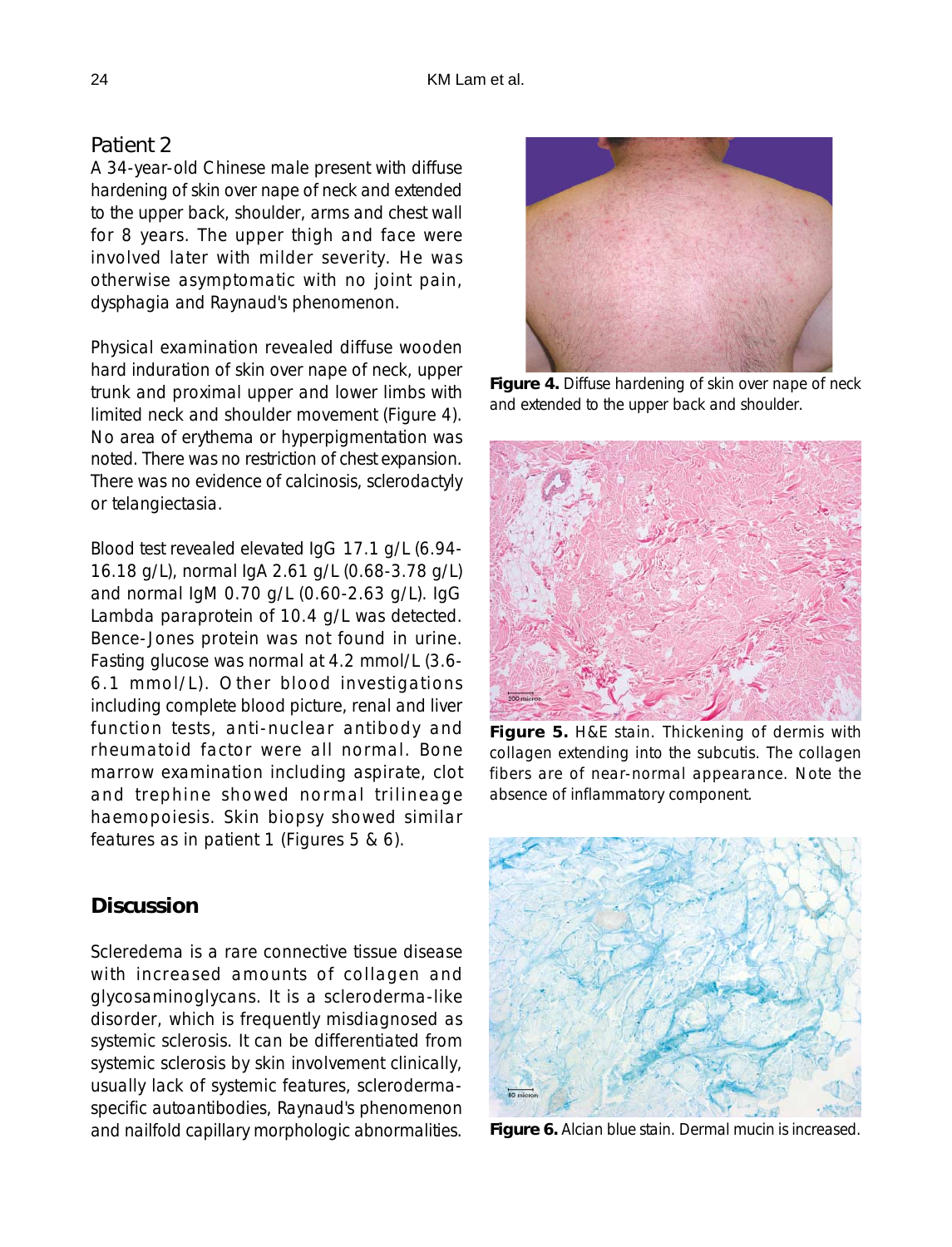## Patient 2

A 34-year-old Chinese male present with diffuse hardening of skin over nape of neck and extended to the upper back, shoulder, arms and chest wall for 8 years. The upper thigh and face were involved later with milder severity. He was otherwise asymptomatic with no joint pain, dysphagia and Raynaud's phenomenon.

Physical examination revealed diffuse wooden hard induration of skin over nape of neck, upper trunk and proximal upper and lower limbs with limited neck and shoulder movement (Figure 4). No area of erythema or hyperpigmentation was noted. There was no restriction of chest expansion. There was no evidence of calcinosis, sclerodactyly or telangiectasia.

Blood test revealed elevated IgG 17.1 g/L (6.94-16.18 g/L), normal IgA 2.61 g/L (0.68-3.78 g/L) and normal IgM 0.70 g/L (0.60-2.63 g/L). IgG Lambda paraprotein of 10.4 g/L was detected. Bence-Jones protein was not found in urine. Fasting glucose was normal at 4.2 mmol/L (3.6-6.1 mmol/L). Other blood investigations including complete blood picture, renal and liver function tests, anti-nuclear antibody and rheumatoid factor were all normal. Bone marrow examination including aspirate, clot and trephine showed normal trilineage haemopoiesis. Skin biopsy showed similar features as in patient 1 (Figures 5 & 6).

**Figure 4.** Diffuse hardening of skin over nape of neck and extended to the upper back and shoulder.

**Figure 5.** H&E stain. Thickening of dermis with collagen extending into the subcutis. The collagen fibers are of near-normal appearance. Note the absence of inflammatory component.

**Figure 6.** Alcian blue stain. Dermal mucin is increased.

## Discussion

Scleredema is a rare connective tissue disease with increased amounts of collagen and glycosaminoglycans. It is a scleroderma-like disorder, which is frequently misdiagnosed as systemic sclerosis. It can be differentiated from systemic sclerosis by skin involvement clinically, usually lack of systemic features, scleroderma-specific autoantibodies, Raynaud's phenomenon and nailfold capillary morphologic abnormalities.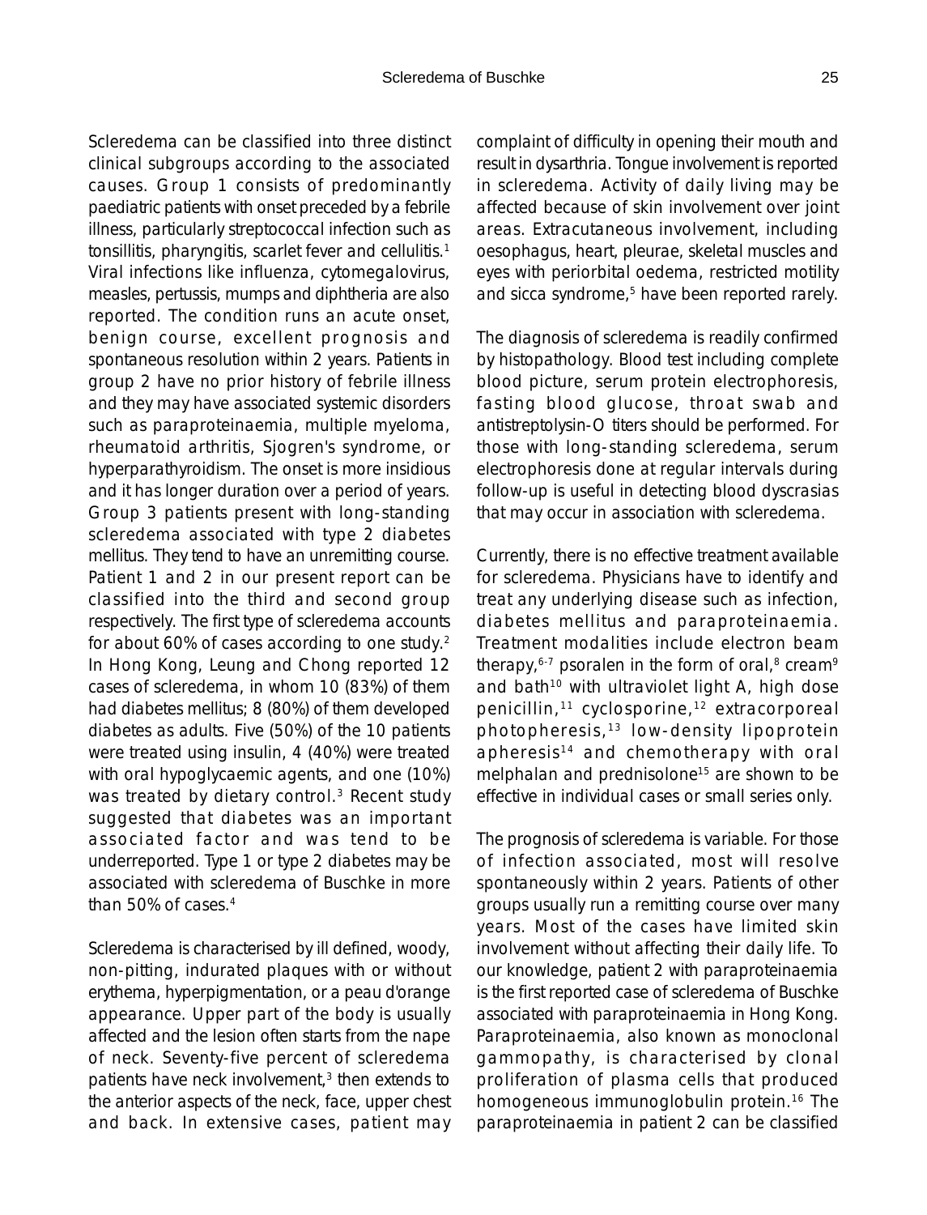Scleredema can be classified into three distinct clinical subgroups according to the associated causes. Group 1 consists of predominantly paediatric patients with onset preceded by a febrile illness, particularly streptococcal infection such as tonsillitis, pharyngitis, scarlet fever and cellulitis.[1] Viral infections like influenza, cytomegalovirus, measles, pertussis, mumps and diphtheria are also reported. The condition runs an acute onset, benign course, excellent prognosis and spontaneous resolution within 2 years. Patients in group 2 have no prior history of febrile illness and they may have associated systemic disorders such as paraproteinaemia, multiple myeloma, rheumatoid arthritis, Sjogren's syndrome, or hyperparathyroidism. The onset is more insidious and it has longer duration over a period of years. Group 3 patients present with long-standing scleredema associated with type 2 diabetes mellitus. They tend to have an unremitting course. Patient 1 and 2 in our present report can be classified into the third and second group respectively. The first type of scleredema accounts for about 60% of cases according to one study.[2] In Hong Kong, Leung and Chong reported 12 cases of scleredema, in whom 10 (83%) of them had diabetes mellitus; 8 (80%) of them developed diabetes as adults. Five (50%) of the 10 patients were treated using insulin, 4 (40%) were treated with oral hypoglycaemic agents, and one (10%) was treated by dietary control.[3] Recent study suggested that diabetes was an important associated factor and was tend to be underreported. Type 1 or type 2 diabetes may be associated with scleredema of Buschke in more than 50% of cases.[4]

Scleredema is characterised by ill defined, woody, non-pitting, indurated plaques with or without erythema, hyperpigmentation, or a peau d'orange appearance. Upper part of the body is usually affected and the lesion often starts from the nape of neck. Seventy-five percent of scleredema patients have neck involvement,[3] then extends to the anterior aspects of the neck, face, upper chest and back. In extensive cases, patient may complaint of difficulty in opening their mouth and result in dysarthria. Tongue involvement is reported in scleredema. Activity of daily living may be affected because of skin involvement over joint areas. Extracutaneous involvement, including oesophagus, heart, pleurae, skeletal muscles and eyes with periorbital oedema, restricted motility and sicca syndrome,[5] have been reported rarely.

The diagnosis of scleredema is readily confirmed by histopathology. Blood test including complete blood picture, serum protein electrophoresis, fasting blood glucose, throat swab and antistreptolysin-O titers should be performed. For those with long-standing scleredema, serum electrophoresis done at regular intervals during follow-up is useful in detecting blood dyscrasias that may occur in association with scleredema.

Currently, there is no effective treatment available for scleredema. Physicians have to identify and treat any underlying disease such as infection, diabetes mellitus and paraproteinaemia. Treatment modalities include electron beam therapy,[6-7] psoralen in the form of oral,[8] cream[9] and bath[10] with ultraviolet light A, high dose penicillin,[11] cyclosporine,[12] extracorporeal photopheresis,[13] low-density lipoprotein apheresis[14] and chemotherapy with oral melphalan and prednisolone[15] are shown to be effective in individual cases or small series only.

The prognosis of scleredema is variable. For those of infection associated, most will resolve spontaneously within 2 years. Patients of other groups usually run a remitting course over many years. Most of the cases have limited skin involvement without affecting their daily life. To our knowledge, patient 2 with paraproteinaemia is the first reported case of scleredema of Buschke associated with paraproteinaemia in Hong Kong. Paraproteinaemia, also known as monoclonal gammopathy, is characterised by clonal proliferation of plasma cells that produced homogeneous immunoglobulin protein.[16] The paraproteinaemia in patient 2 can be classified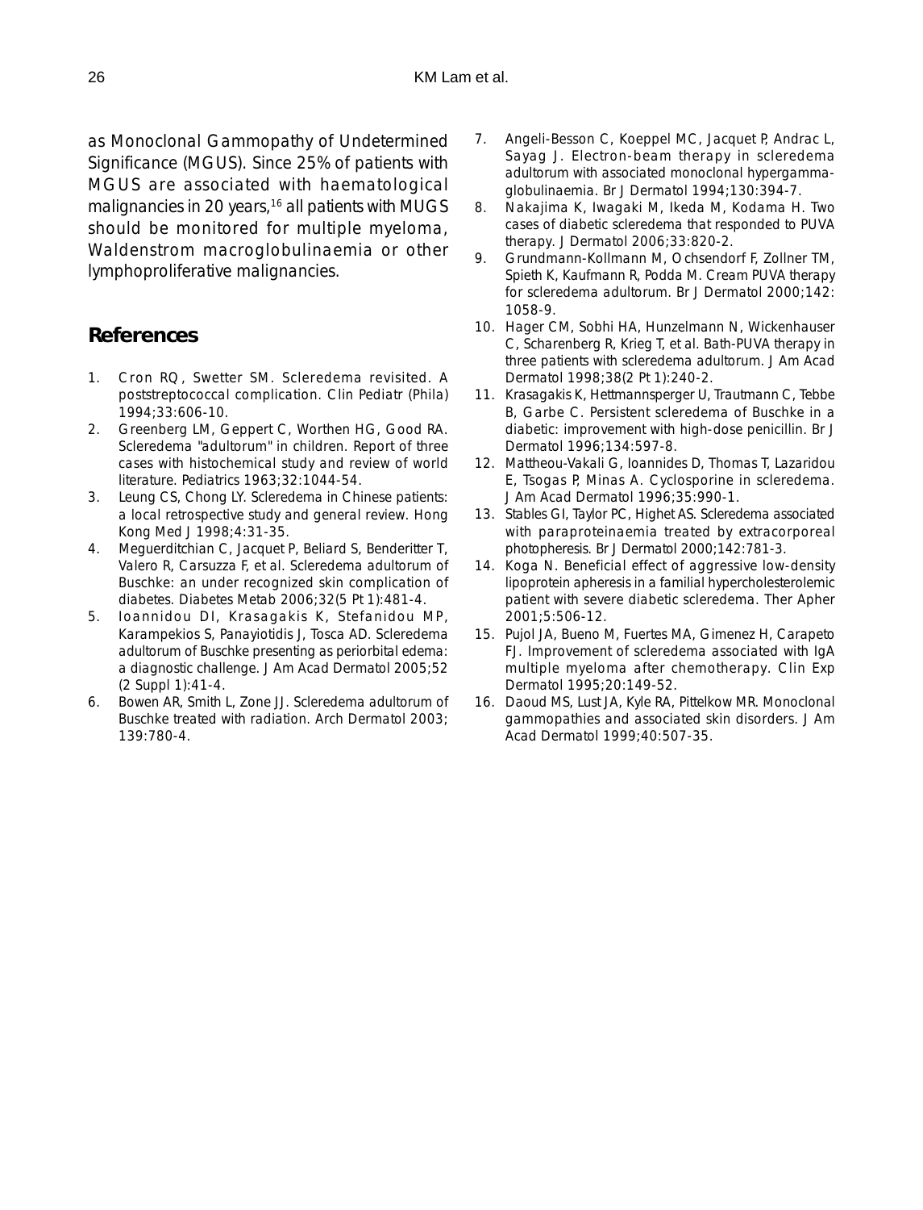as Monoclonal Gammopathy of Undetermined Significance (MGUS). Since 25% of patients with MGUS are associated with haematological malignancies in 20 years,[16] all patients with MUGS should be monitored for multiple myeloma, Waldenstrom macroglobulinaemia or other lymphoproliferative malignancies.

## References

1. Cron RQ, Swetter SM. Scleredema revisited. A poststreptococcal complication. Clin Pediatr (Phila) 1994;33:606-10.
2. Greenberg LM, Geppert C, Worthen HG, Good RA. Scleredema "adultorum" in children. Report of three cases with histochemical study and review of world literature. Pediatrics 1963;32:1044-54.
3. Leung CS, Chong LY. Scleredema in Chinese patients: a local retrospective study and general review. Hong Kong Med J 1998;4:31-35.
4. Meguerditchian C, Jacquet P, Beliard S, Benderitter T, Valero R, Carsuzza F, et al. Scleredema adultorum of Buschke: an under recognized skin complication of diabetes. Diabetes Metab 2006;32(5 Pt 1):481-4.
5. Ioannidou DI, Krasagakis K, Stefanidou MP, Karampekios S, Panayiotidis J, Tosca AD. Scleredema adultorum of Buschke presenting as periorbital edema: a diagnostic challenge. J Am Acad Dermatol 2005;52 (2 Suppl 1):41-4.
6. Bowen AR, Smith L, Zone JJ. Scleredema adultorum of Buschke treated with radiation. Arch Dermatol 2003; 139:780-4.
7. Angeli-Besson C, Koeppel MC, Jacquet P, Andrac L, Sayag J. Electron-beam therapy in scleredema adultorum with associated monoclonal hypergammaglobulinaemia. Br J Dermatol 1994;130:394-7.
8. Nakajima K, Iwagaki M, Ikeda M, Kodama H. Two cases of diabetic scleredema that responded to PUVA therapy. J Dermatol 2006;33:820-2.
9. Grundmann-Kollmann M, Ochsendorf F, Zollner TM, Spieth K, Kaufmann R, Podda M. Cream PUVA therapy for scleredema adultorum. Br J Dermatol 2000;142: 1058-9.
10. Hager CM, Sobhi HA, Hunzelmann N, Wickenhauser C, Scharenberg R, Krieg T, et al. Bath-PUVA therapy in three patients with scleredema adultorum. J Am Acad Dermatol 1998;38(2 Pt 1):240-2.
11. Krasagakis K, Hettmannsperger U, Trautmann C, Tebbe B, Garbe C. Persistent scleredema of Buschke in a diabetic: improvement with high-dose penicillin. Br J Dermatol 1996;134:597-8.
12. Mattheou-Vakali G, Ioannides D, Thomas T, Lazaridou E, Tsogas P, Minas A. Cyclosporine in scleredema. J Am Acad Dermatol 1996;35:990-1.
13. Stables GI, Taylor PC, Highet AS. Scleredema associated with paraproteinaemia treated by extracorporeal photopheresis. Br J Dermatol 2000;142:781-3.
14. Koga N. Beneficial effect of aggressive low-density lipoprotein apheresis in a familial hypercholesterolemic patient with severe diabetic scleredema. Ther Apher 2001;5:506-12.
15. Pujol JA, Bueno M, Fuertes MA, Gimenez H, Carapeto FJ. Improvement of scleredema associated with IgA multiple myeloma after chemotherapy. Clin Exp Dermatol 1995;20:149-52.
16. Daoud MS, Lust JA, Kyle RA, Pittelkow MR. Monoclonal gammopathies and associated skin disorders. J Am Acad Dermatol 1999;40:507-35.